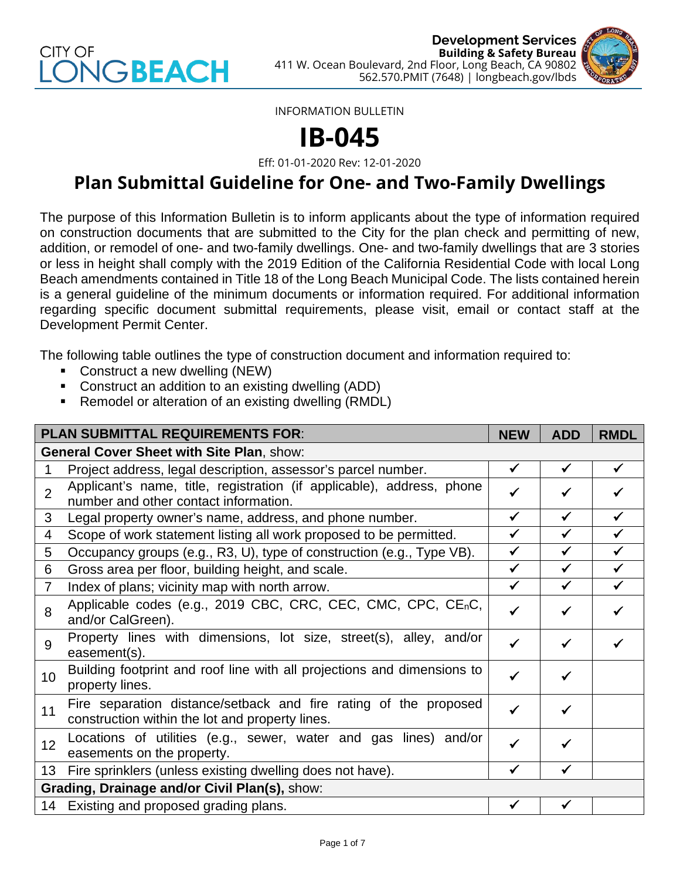CITY OF LONG BEACH

**Development Services**
**Building & Safety Bureau**
411 W. Ocean Boulevard, 2nd Floor, Long Beach, CA 90802
562.570.PMIT (7648) | longbeach.gov/lbds

INFORMATION BULLETIN

# IB-045

Eff: 01-01-2020 Rev: 12-01-2020

## Plan Submittal Guideline for One- and Two-Family Dwellings

The purpose of this Information Bulletin is to inform applicants about the type of information required on construction documents that are submitted to the City for the plan check and permitting of new, addition, or remodel of one- and two-family dwellings. One- and two-family dwellings that are 3 stories or less in height shall comply with the 2019 Edition of the California Residential Code with local Long Beach amendments contained in Title 18 of the Long Beach Municipal Code. The lists contained herein is a general guideline of the minimum documents or information required. For additional information regarding specific document submittal requirements, please visit, email or contact staff at the Development Permit Center.

The following table outlines the type of construction document and information required to:

- Construct a new dwelling (NEW)
- Construct an addition to an existing dwelling (ADD)
- Remodel or alteration of an existing dwelling (RMDL)

| | PLAN SUBMITTAL REQUIREMENTS FOR: | NEW | ADD | RMDL |
|---|---|---|---|---|
| | **General Cover Sheet with Site Plan**, show: | | | |
| 1 | Project address, legal description, assessor's parcel number. | ✓ | ✓ | ✓ |
| 2 | Applicant's name, title, registration (if applicable), address, phone number and other contact information. | ✓ | ✓ | ✓ |
| 3 | Legal property owner's name, address, and phone number. | ✓ | ✓ | ✓ |
| 4 | Scope of work statement listing all work proposed to be permitted. | ✓ | ✓ | ✓ |
| 5 | Occupancy groups (e.g., R3, U), type of construction (e.g., Type VB). | ✓ | ✓ | ✓ |
| 6 | Gross area per floor, building height, and scale. | ✓ | ✓ | ✓ |
| 7 | Index of plans; vicinity map with north arrow. | ✓ | ✓ | ✓ |
| 8 | Applicable codes (e.g., 2019 CBC, CRC, CEC, CMC, CPC, $CE_nC$, and/or CalGreen). | ✓ | ✓ | ✓ |
| 9 | Property lines with dimensions, lot size, street(s), alley, and/or easement(s). | ✓ | ✓ | ✓ |
| 10 | Building footprint and roof line with all projections and dimensions to property lines. | ✓ | ✓ | |
| 11 | Fire separation distance/setback and fire rating of the proposed construction within the lot and property lines. | ✓ | ✓ | |
| 12 | Locations of utilities (e.g., sewer, water and gas lines) and/or easements on the property. | ✓ | ✓ | |
| 13 | Fire sprinklers (unless existing dwelling does not have). | ✓ | ✓ | |
| | **Grading, Drainage and/or Civil Plan(s),** show: | | | |
| 14 | Existing and proposed grading plans. | ✓ | ✓ | |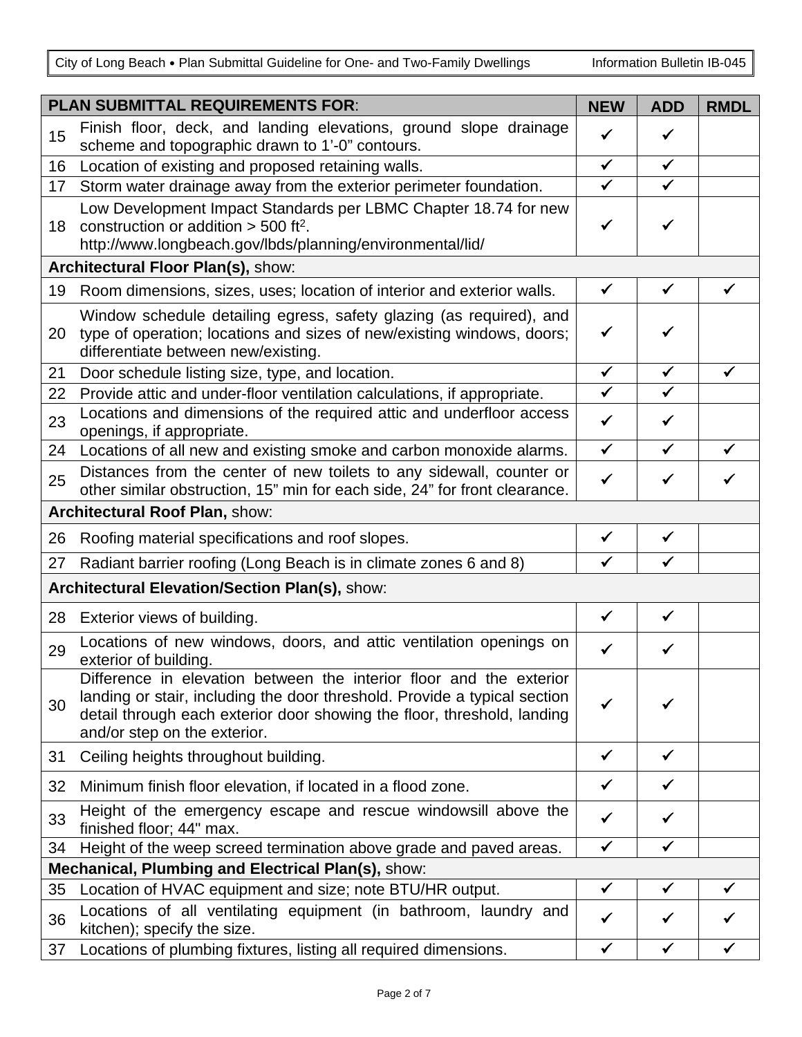| PLAN SUBMITTAL REQUIREMENTS FOR: | | NEW | ADD | RMDL |
|---|---|---|---|---|
| 15 | Finish floor, deck, and landing elevations, ground slope drainage scheme and topographic drawn to 1’-0” contours. | ✓ | ✓ | |
| 16 | Location of existing and proposed retaining walls. | ✓ | ✓ | |
| 17 | Storm water drainage away from the exterior perimeter foundation. | ✓ | ✓ | |
| 18 | Low Development Impact Standards per LBMC Chapter 18.74 for new construction or addition > 500 $ft^2$. http://www.longbeach.gov/lbds/planning/environmental/lid/ | ✓ | ✓ | |
| **Architectural Floor Plan(s),** show: | | | | |
| 19 | Room dimensions, sizes, uses; location of interior and exterior walls. | ✓ | ✓ | ✓ |
| 20 | Window schedule detailing egress, safety glazing (as required), and type of operation; locations and sizes of new/existing windows, doors; differentiate between new/existing. | ✓ | ✓ | |
| 21 | Door schedule listing size, type, and location. | ✓ | ✓ | ✓ |
| 22 | Provide attic and under-floor ventilation calculations, if appropriate. | ✓ | ✓ | |
| 23 | Locations and dimensions of the required attic and underfloor access openings, if appropriate. | ✓ | ✓ | |
| 24 | Locations of all new and existing smoke and carbon monoxide alarms. | ✓ | ✓ | ✓ |
| 25 | Distances from the center of new toilets to any sidewall, counter or other similar obstruction, 15” min for each side, 24” for front clearance. | ✓ | ✓ | ✓ |
| **Architectural Roof Plan,** show: | | | | |
| 26 | Roofing material specifications and roof slopes. | ✓ | ✓ | |
| 27 | Radiant barrier roofing (Long Beach is in climate zones 6 and 8) | ✓ | ✓ | |
| **Architectural Elevation/Section Plan(s),** show: | | | | |
| 28 | Exterior views of building. | ✓ | ✓ | |
| 29 | Locations of new windows, doors, and attic ventilation openings on exterior of building. | ✓ | ✓ | |
| 30 | Difference in elevation between the interior floor and the exterior landing or stair, including the door threshold. Provide a typical section detail through each exterior door showing the floor, threshold, landing and/or step on the exterior. | ✓ | ✓ | |
| 31 | Ceiling heights throughout building. | ✓ | ✓ | |
| 32 | Minimum finish floor elevation, if located in a flood zone. | ✓ | ✓ | |
| 33 | Height of the emergency escape and rescue windowsill above the finished floor; 44" max. | ✓ | ✓ | |
| 34 | Height of the weep screed termination above grade and paved areas. | ✓ | ✓ | |
| **Mechanical, Plumbing and Electrical Plan(s),** show: | | | | |
| 35 | Location of HVAC equipment and size; note BTU/HR output. | ✓ | ✓ | ✓ |
| 36 | Locations of all ventilating equipment (in bathroom, laundry and kitchen); specify the size. | ✓ | ✓ | ✓ |
| 37 | Locations of plumbing fixtures, listing all required dimensions. | ✓ | ✓ | ✓ |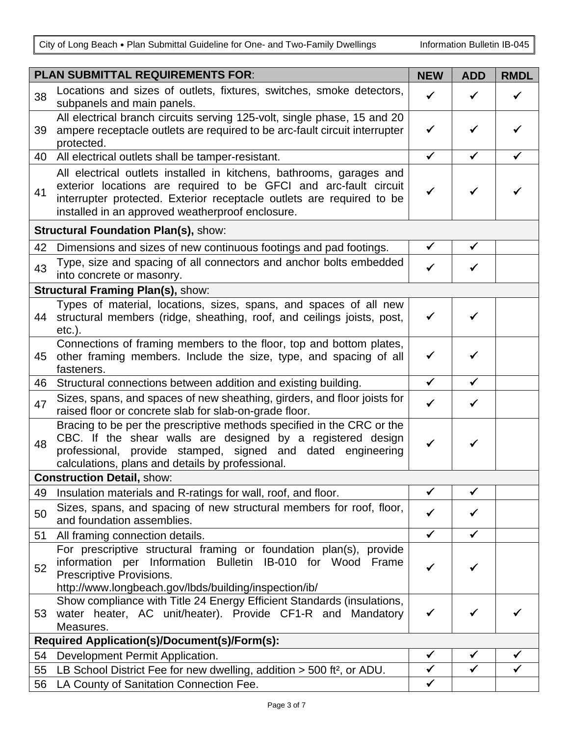| # | PLAN SUBMITTAL REQUIREMENTS FOR: | NEW | ADD | RMDL |
|---|---|---|---|---|
| 38 | Locations and sizes of outlets, fixtures, switches, smoke detectors, subpanels and main panels. | ✓ | ✓ | ✓ |
| 39 | All electrical branch circuits serving 125-volt, single phase, 15 and 20 ampere receptacle outlets are required to be arc-fault circuit interrupter protected. | ✓ | ✓ | ✓ |
| 40 | All electrical outlets shall be tamper-resistant. | ✓ | ✓ | ✓ |
| 41 | All electrical outlets installed in kitchens, bathrooms, garages and exterior locations are required to be GFCI and arc-fault circuit interrupter protected. Exterior receptacle outlets are required to be installed in an approved weatherproof enclosure. | ✓ | ✓ | ✓ |
| | **Structural Foundation Plan(s),** show: | | | |
| 42 | Dimensions and sizes of new continuous footings and pad footings. | ✓ | ✓ | |
| 43 | Type, size and spacing of all connectors and anchor bolts embedded into concrete or masonry. | ✓ | ✓ | |
| | **Structural Framing Plan(s),** show: | | | |
| 44 | Types of material, locations, sizes, spans, and spaces of all new structural members (ridge, sheathing, roof, and ceilings joists, post, etc.). | ✓ | ✓ | |
| 45 | Connections of framing members to the floor, top and bottom plates, other framing members. Include the size, type, and spacing of all fasteners. | ✓ | ✓ | |
| 46 | Structural connections between addition and existing building. | ✓ | ✓ | |
| 47 | Sizes, spans, and spaces of new sheathing, girders, and floor joists for raised floor or concrete slab for slab-on-grade floor. | ✓ | ✓ | |
| 48 | Bracing to be per the prescriptive methods specified in the CRC or the CBC. If the shear walls are designed by a registered design professional, provide stamped, signed and dated engineering calculations, plans and details by professional. | ✓ | ✓ | |
| | **Construction Detail,** show: | | | |
| 49 | Insulation materials and R-ratings for wall, roof, and floor. | ✓ | ✓ | |
| 50 | Sizes, spans, and spacing of new structural members for roof, floor, and foundation assemblies. | ✓ | ✓ | |
| 51 | All framing connection details. | ✓ | ✓ | |
| 52 | For prescriptive structural framing or foundation plan(s), provide information per Information Bulletin IB-010 for Wood Frame Prescriptive Provisions. http://www.longbeach.gov/lbds/building/inspection/ib/ | ✓ | ✓ | |
| 53 | Show compliance with Title 24 Energy Efficient Standards (insulations, water heater, AC unit/heater). Provide CF1-R and Mandatory Measures. | ✓ | ✓ | ✓ |
| | **Required Application(s)/Document(s)/Form(s):** | | | |
| 54 | Development Permit Application. | ✓ | ✓ | ✓ |
| 55 | LB School District Fee for new dwelling, addition > 500 ft², or ADU. | ✓ | ✓ | ✓ |
| 56 | LA County of Sanitation Connection Fee. | ✓ | | |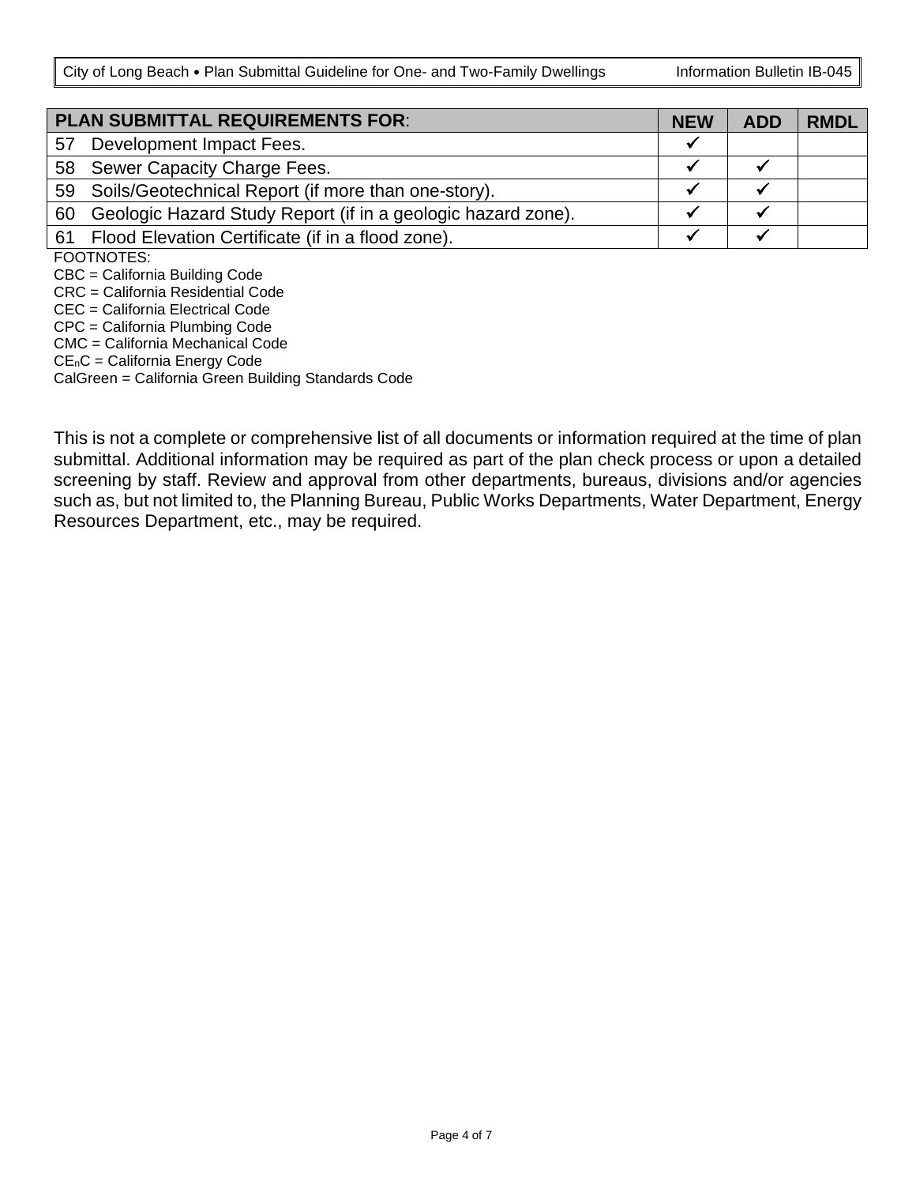| PLAN SUBMITTAL REQUIREMENTS FOR: | NEW | ADD | RMDL |
|---|---|---|---|
| 57 Development Impact Fees. | ✓ | | |
| 58 Sewer Capacity Charge Fees. | ✓ | ✓ | |
| 59 Soils/Geotechnical Report (if more than one-story). | ✓ | ✓ | |
| 60 Geologic Hazard Study Report (if in a geologic hazard zone). | ✓ | ✓ | |
| 61 Flood Elevation Certificate (if in a flood zone). | ✓ | ✓ | |

FOOTNOTES:

CBC = California Building Code
CRC = California Residential Code
CEC = California Electrical Code
CPC = California Plumbing Code
CMC = California Mechanical Code
$CE_nC$ = California Energy Code
CalGreen = California Green Building Standards Code

This is not a complete or comprehensive list of all documents or information required at the time of plan submittal. Additional information may be required as part of the plan check process or upon a detailed screening by staff. Review and approval from other departments, bureaus, divisions and/or agencies such as, but not limited to, the Planning Bureau, Public Works Departments, Water Department, Energy Resources Department, etc., may be required.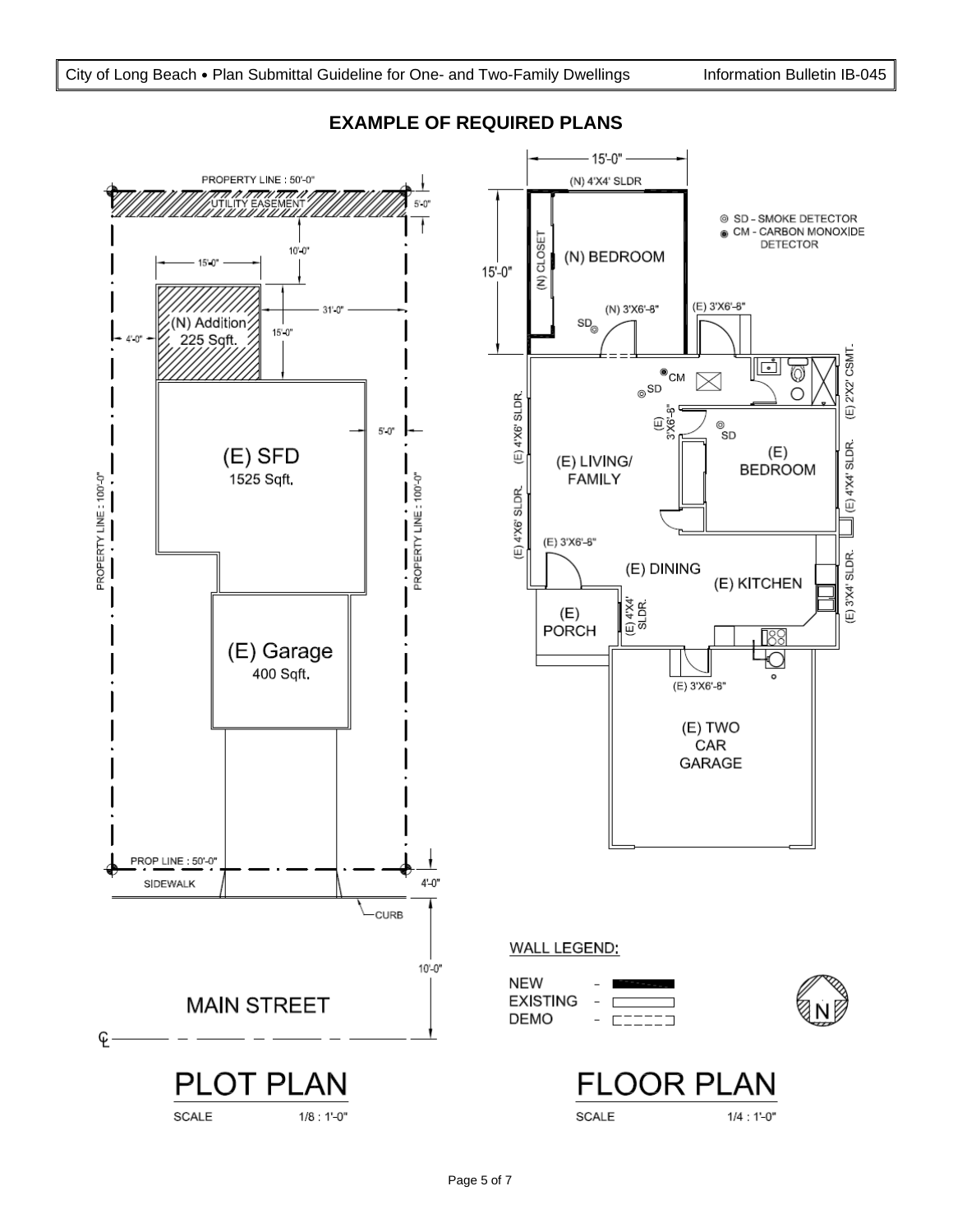## EXAMPLE OF REQUIRED PLANS

PROPERTY LINE : 50'-0"

UTILITY EASEMENT

5'-0"

10'-0"

15'-0"

31'-0"

(N) Addition 225 Sqft.

4'-0"

15'-0"

5'-0"

(E) SFD 1525 Sqft.

PROPERTY LINE : 100'-0"

PROPERTY LINE : 100'-0"

(E) Garage 400 Sqft.

PROP LINE : 50'-0"

SIDEWALK

4'-0"

CURB

10'-0"

MAIN STREET

℄

# PLOT PLAN

SCALE 1/8 : 1'-0"

15'-0"

(N) 4'X4' SLDR

15'-0"

(N) CLOSET

(N) BEDROOM

(N) 3'X6'-8"

SD

(E) 3'X6'-8"

◎ SD - SMOKE DETECTOR

◉ CM - CARBON MONOXIDE DETECTOR

CM

SD

(E) 3'X6'-8"

SD

(E) 2'X2' CSMT.

(E) 4'X6' SLDR.

(E) LIVING/ FAMILY

(E) BEDROOM

(E) 4'X4' SLDR.

(E) 4'X6' SLDR.

(E) 3'X6'-8"

(E) DINING

(E) KITCHEN

(E) 3'X4' SLDR.

(E) PORCH

(E) 4'X4' SLDR.

(E) 3'X6'-8"

(E) TWO CAR GARAGE

WALL LEGEND:

NEW -

EXISTING -

DEMO -

N

# FLOOR PLAN

SCALE 1/4 : 1'-0"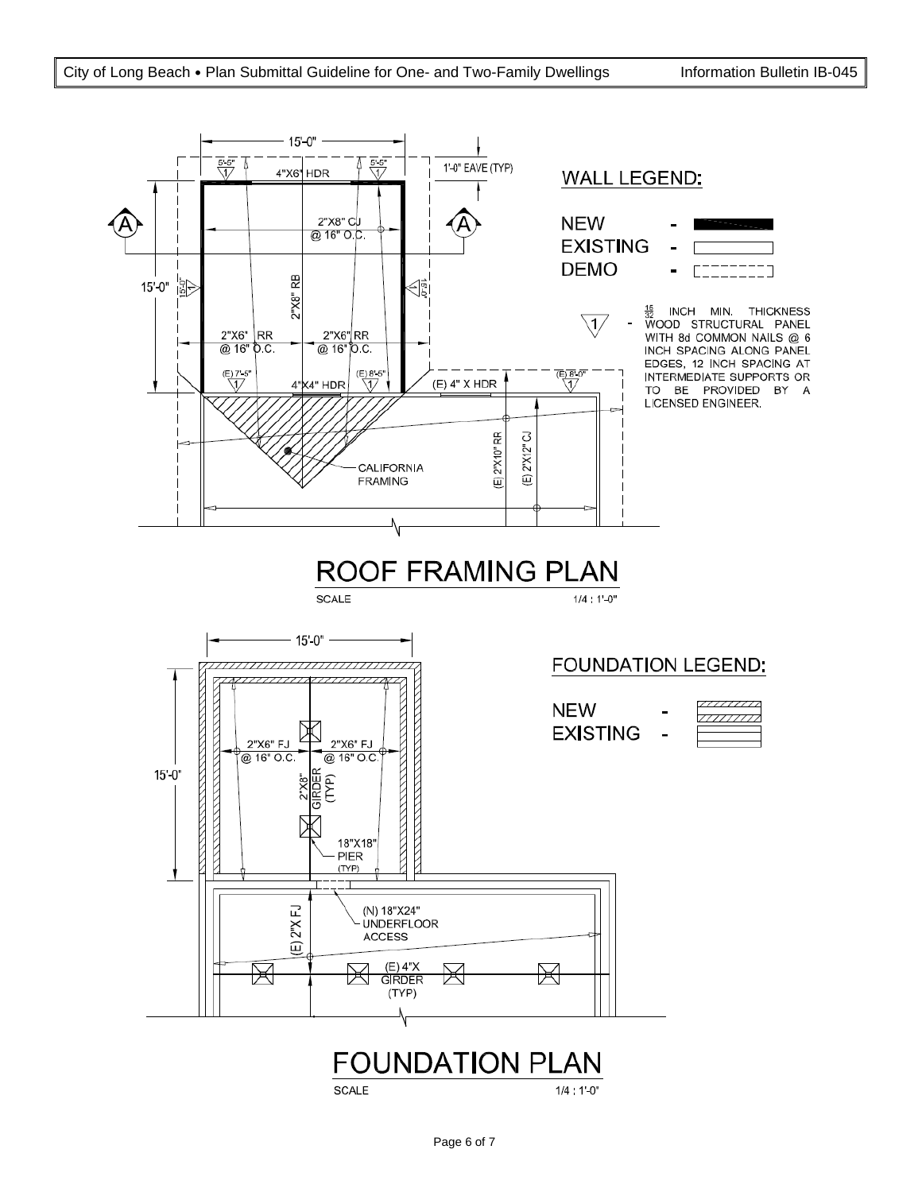## ROOF FRAMING PLAN

SCALE 1/4 : 1'-0"

15'-0"

1'-0" EAVE (TYP)

4"X6" HDR

2"X8" CJ @ 16" O.C.

2"X8" RB

2"X6" RR @ 16" O.C.

2"X6" RR @ 16" O.C.

4"X4" HDR

(E) 4" X HDR

CALIFORNIA FRAMING

(E) 2"X10" RR

(E) 2"X12" CJ

**WALL LEGEND:**

- NEW -
- EXISTING -
- DEMO -

1 - $\frac{15}{32}$ INCH MIN. THICKNESS WOOD STRUCTURAL PANEL WITH 8d COMMON NAILS @ 6 INCH SPACING ALONG PANEL EDGES, 12 INCH SPACING AT INTERMEDIATE SUPPORTS OR TO BE PROVIDED BY A LICENSED ENGINEER.

## FOUNDATION PLAN

SCALE 1/4 : 1'-0"

15'-0"

2"X6" FJ @ 16" O.C.

2"X6" FJ @ 16" O.C.

2"X8" GIRDER (TYP)

18"X18" PIER (TYP)

(N) 18"X24" UNDERFLOOR ACCESS

(E) 2"X FJ

(E) 4"X GIRDER (TYP)

**FOUNDATION LEGEND:**

- NEW -
- EXISTING -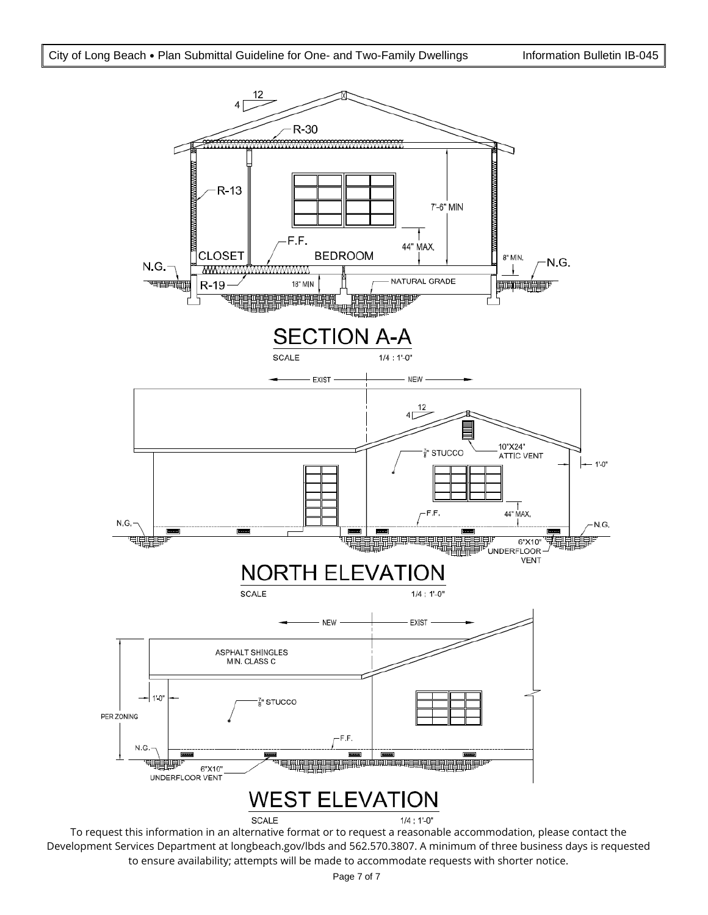4 | 12

R-30

R-13

7'-6" MIN

F.F.

44" MAX.

CLOSET

BEDROOM

8" MIN.

N.G.

N.G.

R-19

18" MIN

NATURAL GRADE

# SECTION A-A

SCALE 1/4 : 1'-0"

EXIST | NEW

4 | 12

10"X24" ATTIC VENT

7/8" STUCCO

1'-0"

F.F.

44" MAX.

N.G.

N.G.

6"X10" UNDERFLOOR VENT

# NORTH ELEVATION

SCALE 1/4 : 1'-0"

NEW | EXIST

ASPHALT SHINGLES MIN. CLASS C

1'-0"

7/8" STUCCO

PER ZONING

F.F.

N.G.

6"X10" UNDERFLOOR VENT

# WEST ELEVATION

SCALE 1/4 : 1'-0"

To request this information in an alternative format or to request a reasonable accommodation, please contact the Development Services Department at longbeach.gov/lbds and 562.570.3807. A minimum of three business days is requested to ensure availability; attempts will be made to accommodate requests with shorter notice.